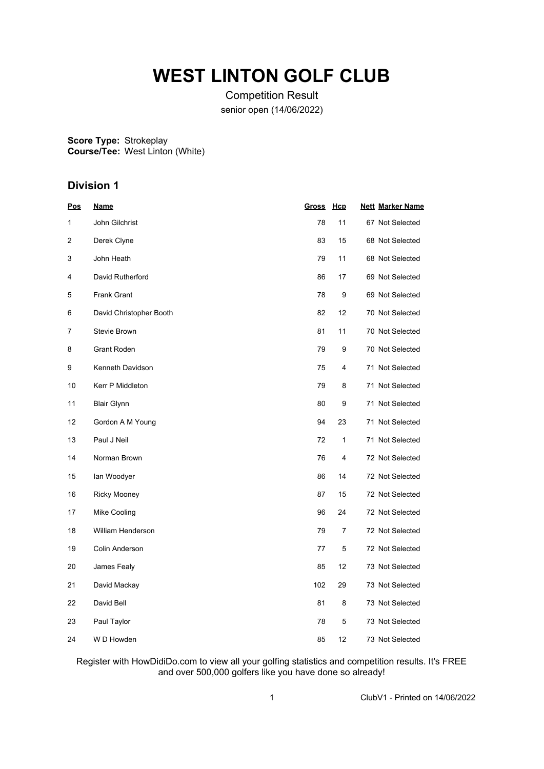# WEST LINTON GOLF CLUB

Competition Result

senior open (14/06/2022)

**Score Type:** Strokeplay
**Course/Tee:** West Linton (White)

## Division 1

| Pos | Name | Gross | Hcp | Nett | Marker Name |
|---|---|---|---|---|---|
| 1 | John Gilchrist | 78 | 11 | 67 | Not Selected |
| 2 | Derek Clyne | 83 | 15 | 68 | Not Selected |
| 3 | John Heath | 79 | 11 | 68 | Not Selected |
| 4 | David Rutherford | 86 | 17 | 69 | Not Selected |
| 5 | Frank Grant | 78 | 9 | 69 | Not Selected |
| 6 | David Christopher Booth | 82 | 12 | 70 | Not Selected |
| 7 | Stevie Brown | 81 | 11 | 70 | Not Selected |
| 8 | Grant Roden | 79 | 9 | 70 | Not Selected |
| 9 | Kenneth Davidson | 75 | 4 | 71 | Not Selected |
| 10 | Kerr P Middleton | 79 | 8 | 71 | Not Selected |
| 11 | Blair Glynn | 80 | 9 | 71 | Not Selected |
| 12 | Gordon A M Young | 94 | 23 | 71 | Not Selected |
| 13 | Paul J Neil | 72 | 1 | 71 | Not Selected |
| 14 | Norman Brown | 76 | 4 | 72 | Not Selected |
| 15 | Ian Woodyer | 86 | 14 | 72 | Not Selected |
| 16 | Ricky Mooney | 87 | 15 | 72 | Not Selected |
| 17 | Mike Cooling | 96 | 24 | 72 | Not Selected |
| 18 | William Henderson | 79 | 7 | 72 | Not Selected |
| 19 | Colin Anderson | 77 | 5 | 72 | Not Selected |
| 20 | James Fealy | 85 | 12 | 73 | Not Selected |
| 21 | David Mackay | 102 | 29 | 73 | Not Selected |
| 22 | David Bell | 81 | 8 | 73 | Not Selected |
| 23 | Paul Taylor | 78 | 5 | 73 | Not Selected |
| 24 | W D Howden | 85 | 12 | 73 | Not Selected |

Register with HowDidiDo.com to view all your golfing statistics and competition results. It's FREE and over 500,000 golfers like you have done so already!

ClubV1 - Printed on 14/06/2022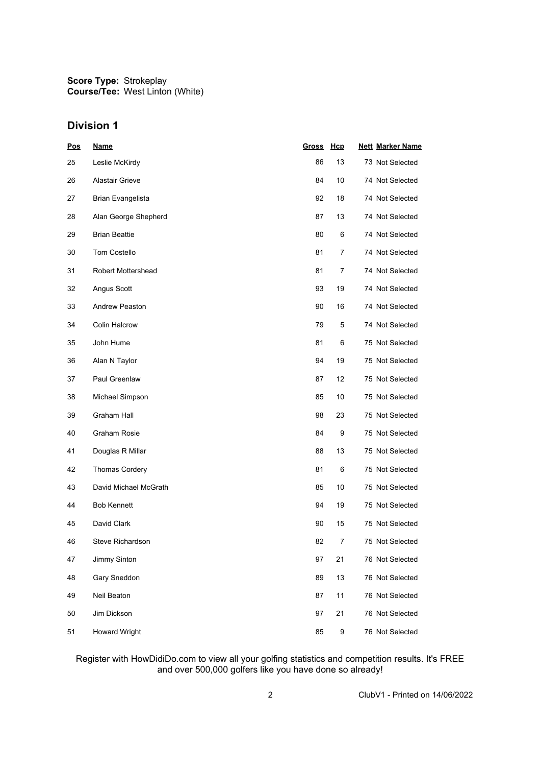**Score Type:** Strokeplay
**Course/Tee:** West Linton (White)

## Division 1

| Pos | Name | Gross | Hcp | Nett | Marker Name |
|---|---|---|---|---|---|
| 25 | Leslie McKirdy | 86 | 13 | 73 | Not Selected |
| 26 | Alastair Grieve | 84 | 10 | 74 | Not Selected |
| 27 | Brian Evangelista | 92 | 18 | 74 | Not Selected |
| 28 | Alan George Shepherd | 87 | 13 | 74 | Not Selected |
| 29 | Brian Beattie | 80 | 6 | 74 | Not Selected |
| 30 | Tom Costello | 81 | 7 | 74 | Not Selected |
| 31 | Robert Mottershead | 81 | 7 | 74 | Not Selected |
| 32 | Angus Scott | 93 | 19 | 74 | Not Selected |
| 33 | Andrew Peaston | 90 | 16 | 74 | Not Selected |
| 34 | Colin Halcrow | 79 | 5 | 74 | Not Selected |
| 35 | John Hume | 81 | 6 | 75 | Not Selected |
| 36 | Alan N Taylor | 94 | 19 | 75 | Not Selected |
| 37 | Paul Greenlaw | 87 | 12 | 75 | Not Selected |
| 38 | Michael Simpson | 85 | 10 | 75 | Not Selected |
| 39 | Graham Hall | 98 | 23 | 75 | Not Selected |
| 40 | Graham Rosie | 84 | 9 | 75 | Not Selected |
| 41 | Douglas R Millar | 88 | 13 | 75 | Not Selected |
| 42 | Thomas Cordery | 81 | 6 | 75 | Not Selected |
| 43 | David Michael McGrath | 85 | 10 | 75 | Not Selected |
| 44 | Bob Kennett | 94 | 19 | 75 | Not Selected |
| 45 | David Clark | 90 | 15 | 75 | Not Selected |
| 46 | Steve Richardson | 82 | 7 | 75 | Not Selected |
| 47 | Jimmy Sinton | 97 | 21 | 76 | Not Selected |
| 48 | Gary Sneddon | 89 | 13 | 76 | Not Selected |
| 49 | Neil Beaton | 87 | 11 | 76 | Not Selected |
| 50 | Jim Dickson | 97 | 21 | 76 | Not Selected |
| 51 | Howard Wright | 85 | 9 | 76 | Not Selected |

Register with HowDidiDo.com to view all your golfing statistics and competition results. It's FREE and over 500,000 golfers like you have done so already!

ClubV1 - Printed on 14/06/2022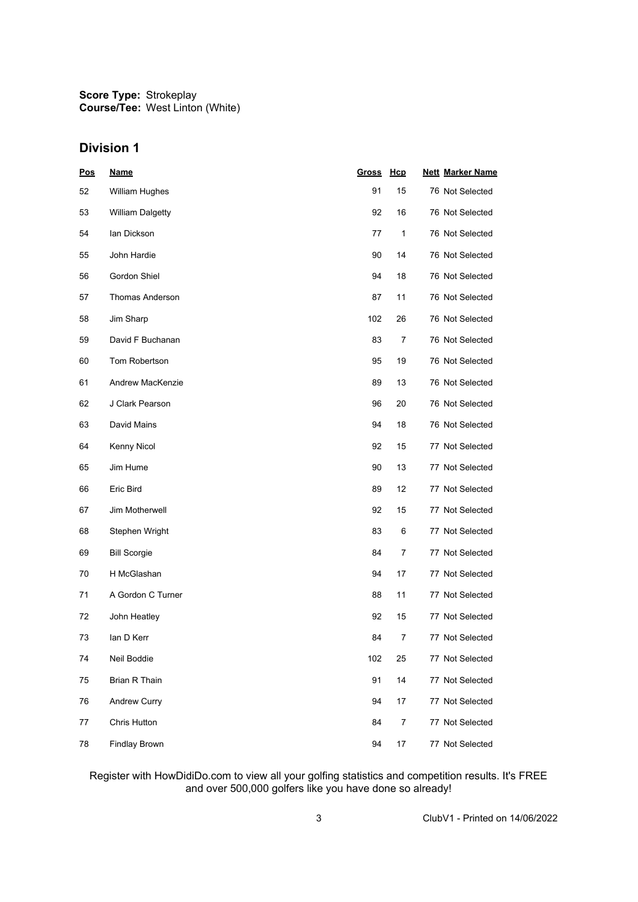**Score Type:** Strokeplay
**Course/Tee:** West Linton (White)

## Division 1

| Pos | Name | Gross | Hcp | Nett | Marker Name |
|---|---|---|---|---|---|
| 52 | William Hughes | 91 | 15 | 76 | Not Selected |
| 53 | William Dalgetty | 92 | 16 | 76 | Not Selected |
| 54 | Ian Dickson | 77 | 1 | 76 | Not Selected |
| 55 | John Hardie | 90 | 14 | 76 | Not Selected |
| 56 | Gordon Shiel | 94 | 18 | 76 | Not Selected |
| 57 | Thomas Anderson | 87 | 11 | 76 | Not Selected |
| 58 | Jim Sharp | 102 | 26 | 76 | Not Selected |
| 59 | David F Buchanan | 83 | 7 | 76 | Not Selected |
| 60 | Tom Robertson | 95 | 19 | 76 | Not Selected |
| 61 | Andrew MacKenzie | 89 | 13 | 76 | Not Selected |
| 62 | J Clark Pearson | 96 | 20 | 76 | Not Selected |
| 63 | David Mains | 94 | 18 | 76 | Not Selected |
| 64 | Kenny Nicol | 92 | 15 | 77 | Not Selected |
| 65 | Jim Hume | 90 | 13 | 77 | Not Selected |
| 66 | Eric Bird | 89 | 12 | 77 | Not Selected |
| 67 | Jim Motherwell | 92 | 15 | 77 | Not Selected |
| 68 | Stephen Wright | 83 | 6 | 77 | Not Selected |
| 69 | Bill Scorgie | 84 | 7 | 77 | Not Selected |
| 70 | H McGlashan | 94 | 17 | 77 | Not Selected |
| 71 | A Gordon C Turner | 88 | 11 | 77 | Not Selected |
| 72 | John Heatley | 92 | 15 | 77 | Not Selected |
| 73 | Ian D Kerr | 84 | 7 | 77 | Not Selected |
| 74 | Neil Boddie | 102 | 25 | 77 | Not Selected |
| 75 | Brian R Thain | 91 | 14 | 77 | Not Selected |
| 76 | Andrew Curry | 94 | 17 | 77 | Not Selected |
| 77 | Chris Hutton | 84 | 7 | 77 | Not Selected |
| 78 | Findlay Brown | 94 | 17 | 77 | Not Selected |

Register with HowDidiDo.com to view all your golfing statistics and competition results. It's FREE and over 500,000 golfers like you have done so already!

ClubV1 - Printed on 14/06/2022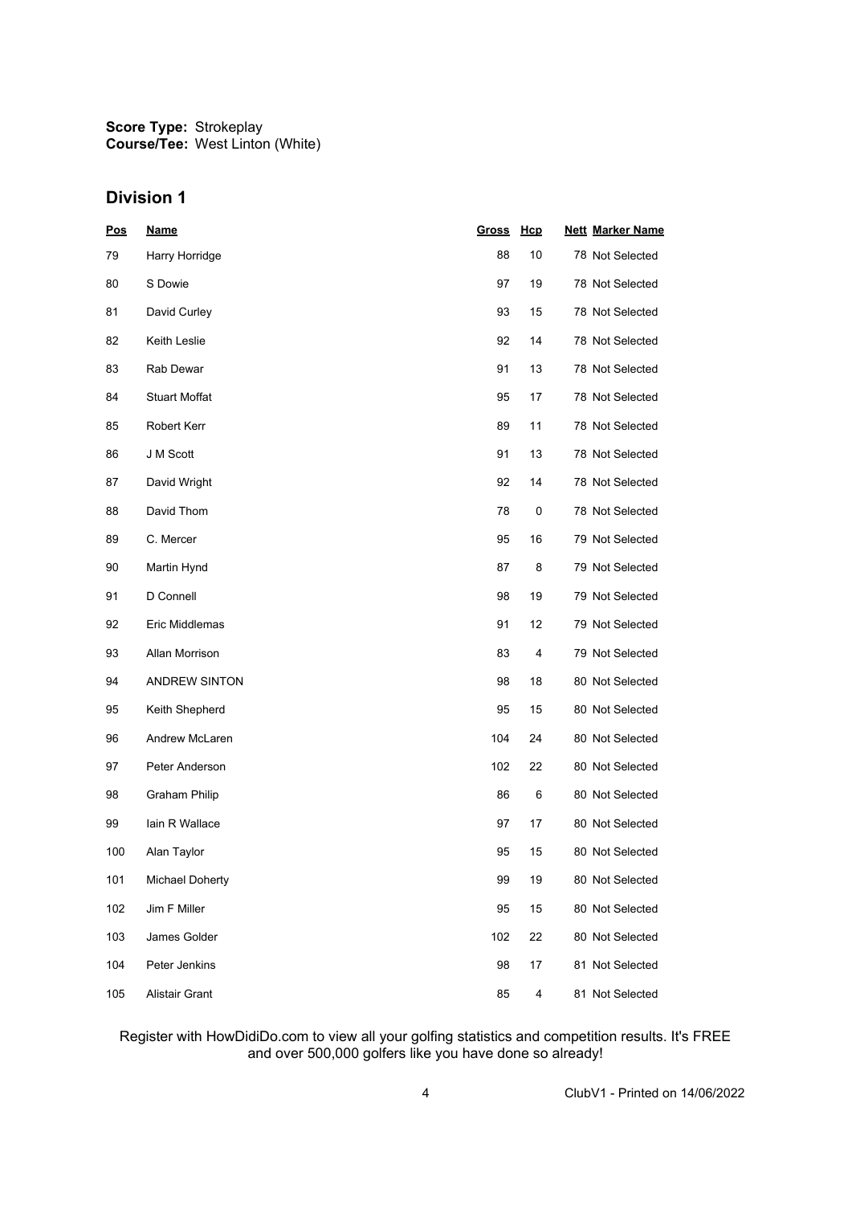**Score Type:** Strokeplay
**Course/Tee:** West Linton (White)

## Division 1

| Pos | Name | Gross | Hcp | Nett | Marker Name |
|---|---|---|---|---|---|
| 79 | Harry Horridge | 88 | 10 | 78 | Not Selected |
| 80 | S Dowie | 97 | 19 | 78 | Not Selected |
| 81 | David Curley | 93 | 15 | 78 | Not Selected |
| 82 | Keith Leslie | 92 | 14 | 78 | Not Selected |
| 83 | Rab Dewar | 91 | 13 | 78 | Not Selected |
| 84 | Stuart Moffat | 95 | 17 | 78 | Not Selected |
| 85 | Robert Kerr | 89 | 11 | 78 | Not Selected |
| 86 | J M Scott | 91 | 13 | 78 | Not Selected |
| 87 | David Wright | 92 | 14 | 78 | Not Selected |
| 88 | David Thom | 78 | 0 | 78 | Not Selected |
| 89 | C. Mercer | 95 | 16 | 79 | Not Selected |
| 90 | Martin Hynd | 87 | 8 | 79 | Not Selected |
| 91 | D Connell | 98 | 19 | 79 | Not Selected |
| 92 | Eric Middlemas | 91 | 12 | 79 | Not Selected |
| 93 | Allan Morrison | 83 | 4 | 79 | Not Selected |
| 94 | ANDREW SINTON | 98 | 18 | 80 | Not Selected |
| 95 | Keith Shepherd | 95 | 15 | 80 | Not Selected |
| 96 | Andrew McLaren | 104 | 24 | 80 | Not Selected |
| 97 | Peter Anderson | 102 | 22 | 80 | Not Selected |
| 98 | Graham Philip | 86 | 6 | 80 | Not Selected |
| 99 | Iain R Wallace | 97 | 17 | 80 | Not Selected |
| 100 | Alan Taylor | 95 | 15 | 80 | Not Selected |
| 101 | Michael Doherty | 99 | 19 | 80 | Not Selected |
| 102 | Jim F Miller | 95 | 15 | 80 | Not Selected |
| 103 | James Golder | 102 | 22 | 80 | Not Selected |
| 104 | Peter Jenkins | 98 | 17 | 81 | Not Selected |
| 105 | Alistair Grant | 85 | 4 | 81 | Not Selected |

Register with HowDidiDo.com to view all your golfing statistics and competition results. It's FREE and over 500,000 golfers like you have done so already!

ClubV1 - Printed on 14/06/2022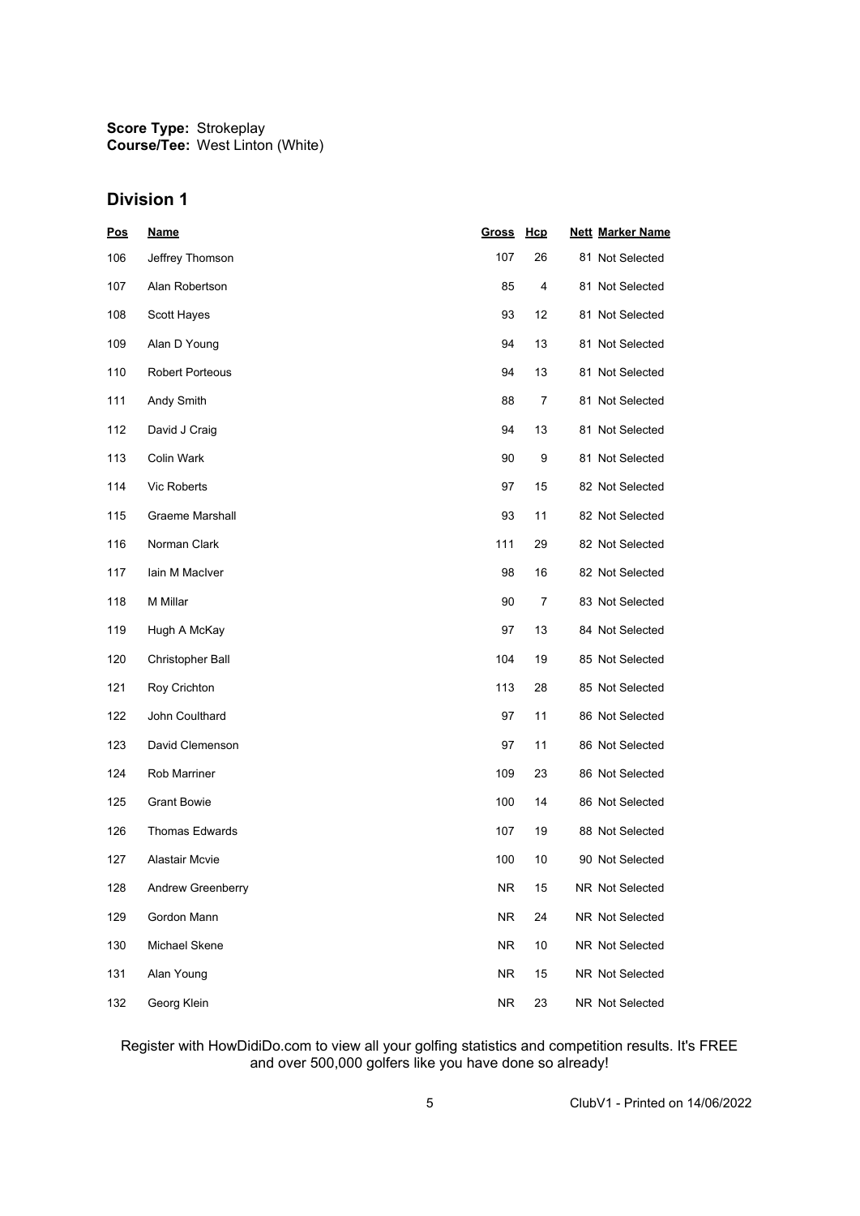**Score Type:** Strokeplay
**Course/Tee:** West Linton (White)

## Division 1

| Pos | Name | Gross | Hcp | Nett | Marker Name |
|---|---|---|---|---|---|
| 106 | Jeffrey Thomson | 107 | 26 | 81 | Not Selected |
| 107 | Alan Robertson | 85 | 4 | 81 | Not Selected |
| 108 | Scott Hayes | 93 | 12 | 81 | Not Selected |
| 109 | Alan D Young | 94 | 13 | 81 | Not Selected |
| 110 | Robert Porteous | 94 | 13 | 81 | Not Selected |
| 111 | Andy Smith | 88 | 7 | 81 | Not Selected |
| 112 | David J Craig | 94 | 13 | 81 | Not Selected |
| 113 | Colin Wark | 90 | 9 | 81 | Not Selected |
| 114 | Vic Roberts | 97 | 15 | 82 | Not Selected |
| 115 | Graeme Marshall | 93 | 11 | 82 | Not Selected |
| 116 | Norman Clark | 111 | 29 | 82 | Not Selected |
| 117 | Iain M MacIver | 98 | 16 | 82 | Not Selected |
| 118 | M Millar | 90 | 7 | 83 | Not Selected |
| 119 | Hugh A McKay | 97 | 13 | 84 | Not Selected |
| 120 | Christopher Ball | 104 | 19 | 85 | Not Selected |
| 121 | Roy Crichton | 113 | 28 | 85 | Not Selected |
| 122 | John Coulthard | 97 | 11 | 86 | Not Selected |
| 123 | David Clemenson | 97 | 11 | 86 | Not Selected |
| 124 | Rob Marriner | 109 | 23 | 86 | Not Selected |
| 125 | Grant Bowie | 100 | 14 | 86 | Not Selected |
| 126 | Thomas Edwards | 107 | 19 | 88 | Not Selected |
| 127 | Alastair Mcvie | 100 | 10 | 90 | Not Selected |
| 128 | Andrew Greenberry | NR | 15 | NR | Not Selected |
| 129 | Gordon Mann | NR | 24 | NR | Not Selected |
| 130 | Michael Skene | NR | 10 | NR | Not Selected |
| 131 | Alan Young | NR | 15 | NR | Not Selected |
| 132 | Georg Klein | NR | 23 | NR | Not Selected |

Register with HowDidiDo.com to view all your golfing statistics and competition results. It's FREE and over 500,000 golfers like you have done so already!

ClubV1 - Printed on 14/06/2022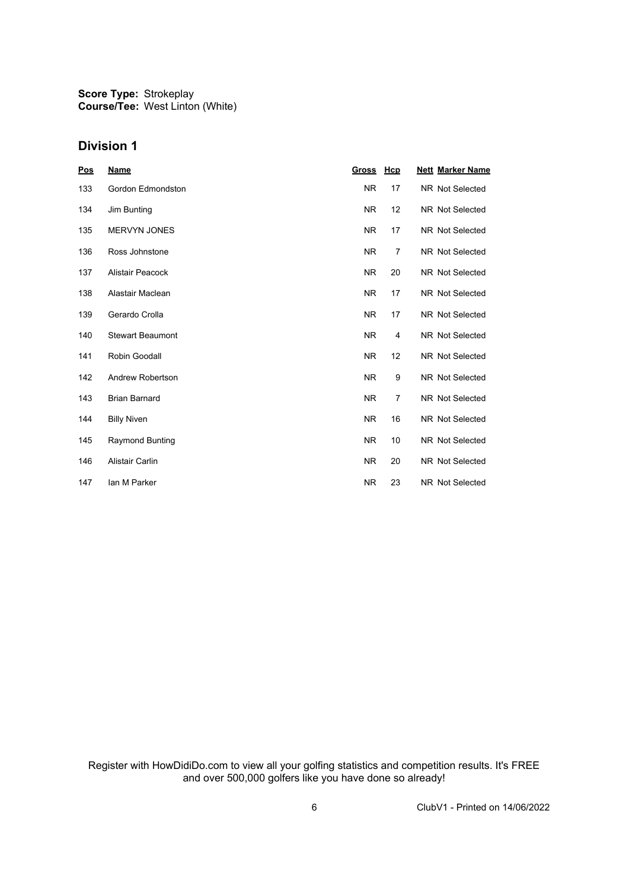**Score Type:** Strokeplay
**Course/Tee:** West Linton (White)

## Division 1

| Pos | Name | Gross | Hcp | Nett | Marker Name |
|---|---|---|---|---|---|
| 133 | Gordon Edmondston | NR | 17 | NR | Not Selected |
| 134 | Jim Bunting | NR | 12 | NR | Not Selected |
| 135 | MERVYN JONES | NR | 17 | NR | Not Selected |
| 136 | Ross Johnstone | NR | 7 | NR | Not Selected |
| 137 | Alistair Peacock | NR | 20 | NR | Not Selected |
| 138 | Alastair Maclean | NR | 17 | NR | Not Selected |
| 139 | Gerardo Crolla | NR | 17 | NR | Not Selected |
| 140 | Stewart Beaumont | NR | 4 | NR | Not Selected |
| 141 | Robin Goodall | NR | 12 | NR | Not Selected |
| 142 | Andrew Robertson | NR | 9 | NR | Not Selected |
| 143 | Brian Barnard | NR | 7 | NR | Not Selected |
| 144 | Billy Niven | NR | 16 | NR | Not Selected |
| 145 | Raymond Bunting | NR | 10 | NR | Not Selected |
| 146 | Alistair Carlin | NR | 20 | NR | Not Selected |
| 147 | Ian M Parker | NR | 23 | NR | Not Selected |

Register with HowDidiDo.com to view all your golfing statistics and competition results. It's FREE and over 500,000 golfers like you have done so already!

ClubV1 - Printed on 14/06/2022